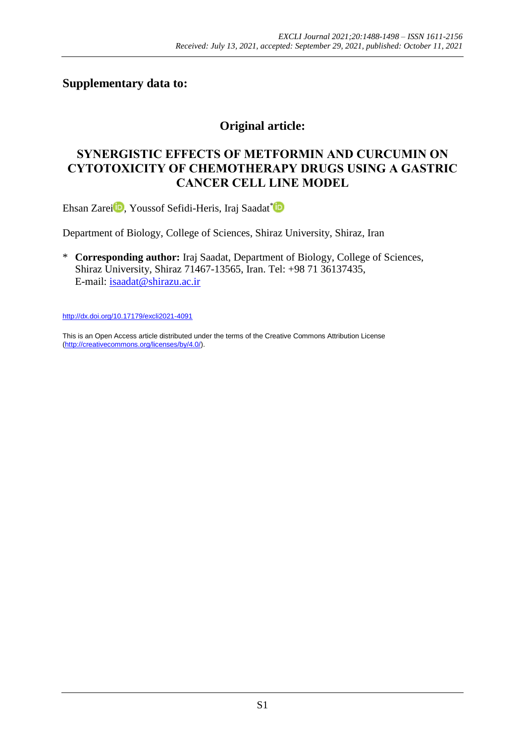**Supplementary data to:**

## Original article:

# SYNERGISTIC EFFECTS OF METFORMIN AND CURCUMIN ON CYTOTOXICITY OF CHEMOTHERAPY DRUGS USING A GASTRIC CANCER CELL LINE MODEL

Ehsan Zarei, Youssof Sefidi-Heris, Iraj Saadat*

Department of Biology, College of Sciences, Shiraz University, Shiraz, Iran

\* **Corresponding author:** Iraj Saadat, Department of Biology, College of Sciences, Shiraz University, Shiraz 71467-13565, Iran. Tel: +98 71 36137435, E-mail: isaadat@shirazu.ac.ir

http://dx.doi.org/10.17179/excli2021-4091

This is an Open Access article distributed under the terms of the Creative Commons Attribution License (http://creativecommons.org/licenses/by/4.0/).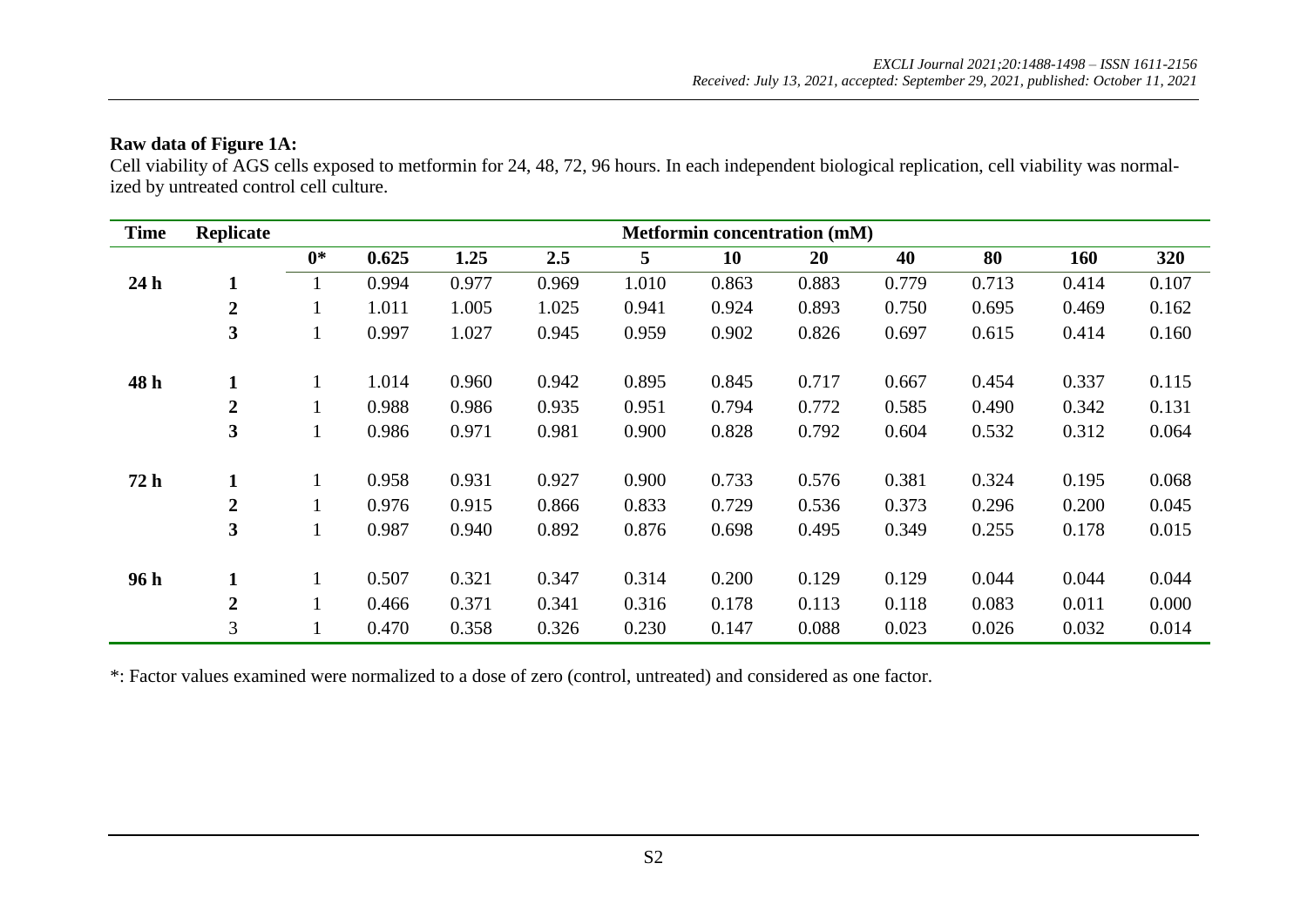**Raw data of Figure 1A:**

Cell viability of AGS cells exposed to metformin for 24, 48, 72, 96 hours. In each independent biological replication, cell viability was normalized by untreated control cell culture.

| Time | Replicate | Metformin concentration (mM) | | | | | | | | | | |
|---|---|---|---|---|---|---|---|---|---|---|---|---|
| | | 0* | 0.625 | 1.25 | 2.5 | 5 | 10 | 20 | 40 | 80 | 160 | 320 |
| **24 h** | **1** | 1 | 0.994 | 0.977 | 0.969 | 1.010 | 0.863 | 0.883 | 0.779 | 0.713 | 0.414 | 0.107 |
| | **2** | 1 | 1.011 | 1.005 | 1.025 | 0.941 | 0.924 | 0.893 | 0.750 | 0.695 | 0.469 | 0.162 |
| | **3** | 1 | 0.997 | 1.027 | 0.945 | 0.959 | 0.902 | 0.826 | 0.697 | 0.615 | 0.414 | 0.160 |
| **48 h** | **1** | 1 | 1.014 | 0.960 | 0.942 | 0.895 | 0.845 | 0.717 | 0.667 | 0.454 | 0.337 | 0.115 |
| | **2** | 1 | 0.988 | 0.986 | 0.935 | 0.951 | 0.794 | 0.772 | 0.585 | 0.490 | 0.342 | 0.131 |
| | **3** | 1 | 0.986 | 0.971 | 0.981 | 0.900 | 0.828 | 0.792 | 0.604 | 0.532 | 0.312 | 0.064 |
| **72 h** | **1** | 1 | 0.958 | 0.931 | 0.927 | 0.900 | 0.733 | 0.576 | 0.381 | 0.324 | 0.195 | 0.068 |
| | **2** | 1 | 0.976 | 0.915 | 0.866 | 0.833 | 0.729 | 0.536 | 0.373 | 0.296 | 0.200 | 0.045 |
| | **3** | 1 | 0.987 | 0.940 | 0.892 | 0.876 | 0.698 | 0.495 | 0.349 | 0.255 | 0.178 | 0.015 |
| **96 h** | **1** | 1 | 0.507 | 0.321 | 0.347 | 0.314 | 0.200 | 0.129 | 0.129 | 0.044 | 0.044 | 0.044 |
| | **2** | 1 | 0.466 | 0.371 | 0.341 | 0.316 | 0.178 | 0.113 | 0.118 | 0.083 | 0.011 | 0.000 |
| | 3 | 1 | 0.470 | 0.358 | 0.326 | 0.230 | 0.147 | 0.088 | 0.023 | 0.026 | 0.032 | 0.014 |

*: Factor values examined were normalized to a dose of zero (control, untreated) and considered as one factor.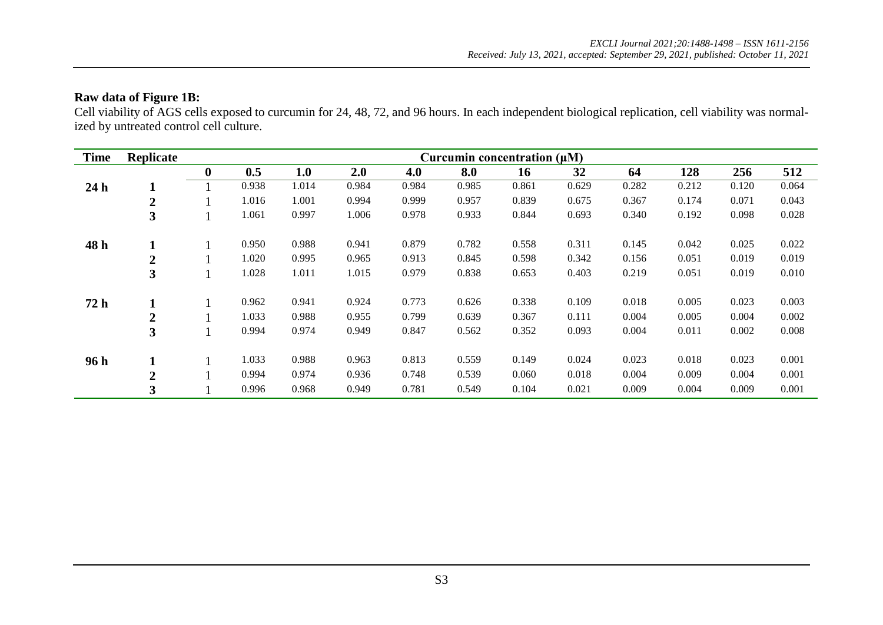**Raw data of Figure 1B:**

Cell viability of AGS cells exposed to curcumin for 24, 48, 72, and 96 hours. In each independent biological replication, cell viability was normalized by untreated control cell culture.

| Time | Replicate | Curcumin concentration (µM) | | | | | | | | | | | |
|---|---|---|---|---|---|---|---|---|---|---|---|---|---|
| | | **0** | **0.5** | **1.0** | **2.0** | **4.0** | **8.0** | **16** | **32** | **64** | **128** | **256** | **512** |
| **24 h** | **1** | 1 | 0.938 | 1.014 | 0.984 | 0.984 | 0.985 | 0.861 | 0.629 | 0.282 | 0.212 | 0.120 | 0.064 |
| | **2** | 1 | 1.016 | 1.001 | 0.994 | 0.999 | 0.957 | 0.839 | 0.675 | 0.367 | 0.174 | 0.071 | 0.043 |
| | **3** | 1 | 1.061 | 0.997 | 1.006 | 0.978 | 0.933 | 0.844 | 0.693 | 0.340 | 0.192 | 0.098 | 0.028 |
| **48 h** | **1** | 1 | 0.950 | 0.988 | 0.941 | 0.879 | 0.782 | 0.558 | 0.311 | 0.145 | 0.042 | 0.025 | 0.022 |
| | **2** | 1 | 1.020 | 0.995 | 0.965 | 0.913 | 0.845 | 0.598 | 0.342 | 0.156 | 0.051 | 0.019 | 0.019 |
| | **3** | 1 | 1.028 | 1.011 | 1.015 | 0.979 | 0.838 | 0.653 | 0.403 | 0.219 | 0.051 | 0.019 | 0.010 |
| **72 h** | **1** | 1 | 0.962 | 0.941 | 0.924 | 0.773 | 0.626 | 0.338 | 0.109 | 0.018 | 0.005 | 0.023 | 0.003 |
| | **2** | 1 | 1.033 | 0.988 | 0.955 | 0.799 | 0.639 | 0.367 | 0.111 | 0.004 | 0.005 | 0.004 | 0.002 |
| | **3** | 1 | 0.994 | 0.974 | 0.949 | 0.847 | 0.562 | 0.352 | 0.093 | 0.004 | 0.011 | 0.002 | 0.008 |
| **96 h** | **1** | 1 | 1.033 | 0.988 | 0.963 | 0.813 | 0.559 | 0.149 | 0.024 | 0.023 | 0.018 | 0.023 | 0.001 |
| | **2** | 1 | 0.994 | 0.974 | 0.936 | 0.748 | 0.539 | 0.060 | 0.018 | 0.004 | 0.009 | 0.004 | 0.001 |
| | **3** | 1 | 0.996 | 0.968 | 0.949 | 0.781 | 0.549 | 0.104 | 0.021 | 0.009 | 0.004 | 0.009 | 0.001 |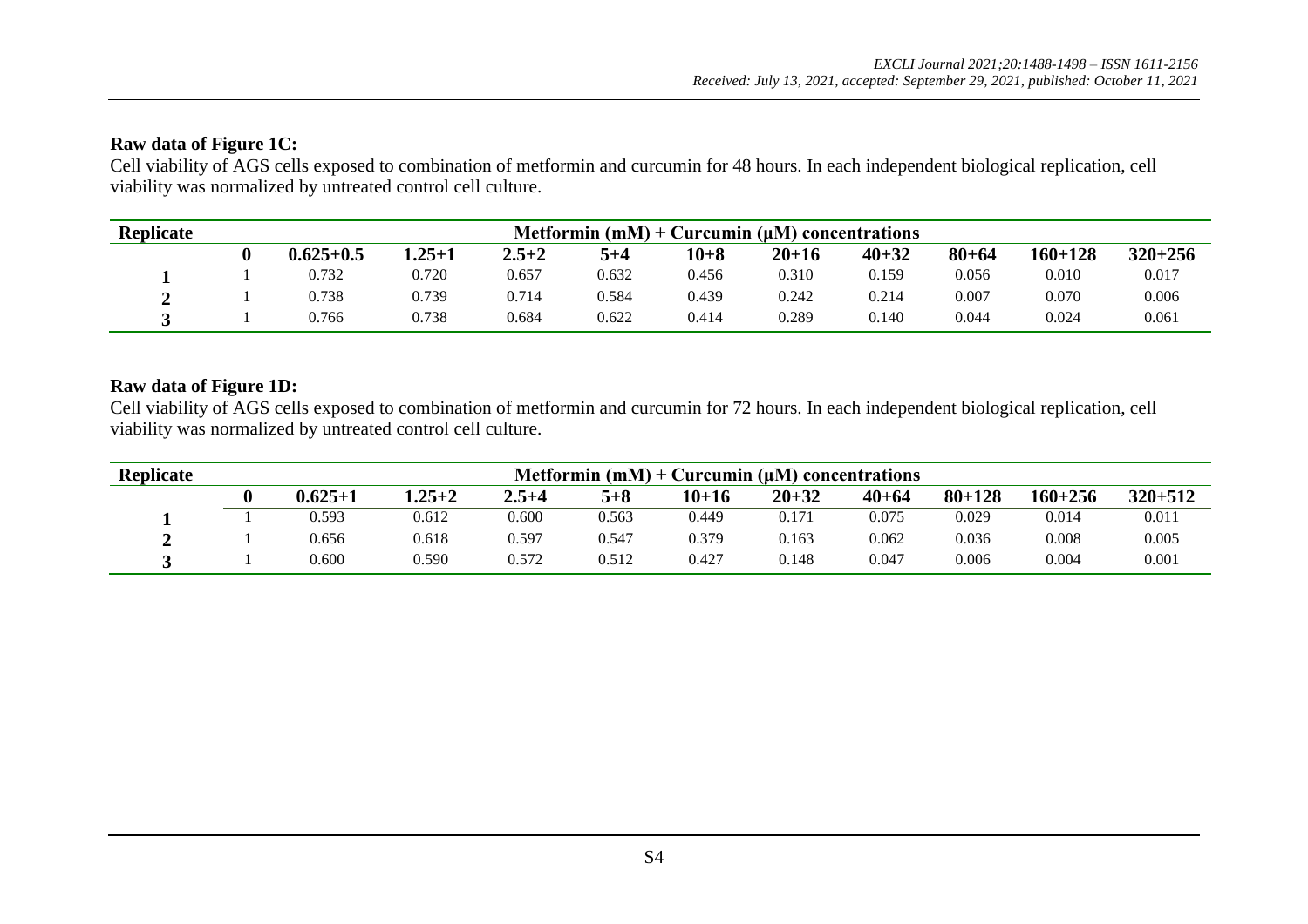**Raw data of Figure 1C:**

Cell viability of AGS cells exposed to combination of metformin and curcumin for 48 hours. In each independent biological replication, cell viability was normalized by untreated control cell culture.

| Replicate | Metformin (mM) + Curcumin (µM) concentrations | | | | | | | | | | |
|---|---|---|---|---|---|---|---|---|---|---|---|
| | **0** | **0.625+0.5** | **1.25+1** | **2.5+2** | **5+4** | **10+8** | **20+16** | **40+32** | **80+64** | **160+128** | **320+256** |
| **1** | 1 | 0.732 | 0.720 | 0.657 | 0.632 | 0.456 | 0.310 | 0.159 | 0.056 | 0.010 | 0.017 |
| **2** | 1 | 0.738 | 0.739 | 0.714 | 0.584 | 0.439 | 0.242 | 0.214 | 0.007 | 0.070 | 0.006 |
| **3** | 1 | 0.766 | 0.738 | 0.684 | 0.622 | 0.414 | 0.289 | 0.140 | 0.044 | 0.024 | 0.061 |

**Raw data of Figure 1D:**

Cell viability of AGS cells exposed to combination of metformin and curcumin for 72 hours. In each independent biological replication, cell viability was normalized by untreated control cell culture.

| Replicate | Metformin (mM) + Curcumin (µM) concentrations | | | | | | | | | | |
|---|---|---|---|---|---|---|---|---|---|---|---|
| | **0** | **0.625+1** | **1.25+2** | **2.5+4** | **5+8** | **10+16** | **20+32** | **40+64** | **80+128** | **160+256** | **320+512** |
| **1** | 1 | 0.593 | 0.612 | 0.600 | 0.563 | 0.449 | 0.171 | 0.075 | 0.029 | 0.014 | 0.011 |
| **2** | 1 | 0.656 | 0.618 | 0.597 | 0.547 | 0.379 | 0.163 | 0.062 | 0.036 | 0.008 | 0.005 |
| **3** | 1 | 0.600 | 0.590 | 0.572 | 0.512 | 0.427 | 0.148 | 0.047 | 0.006 | 0.004 | 0.001 |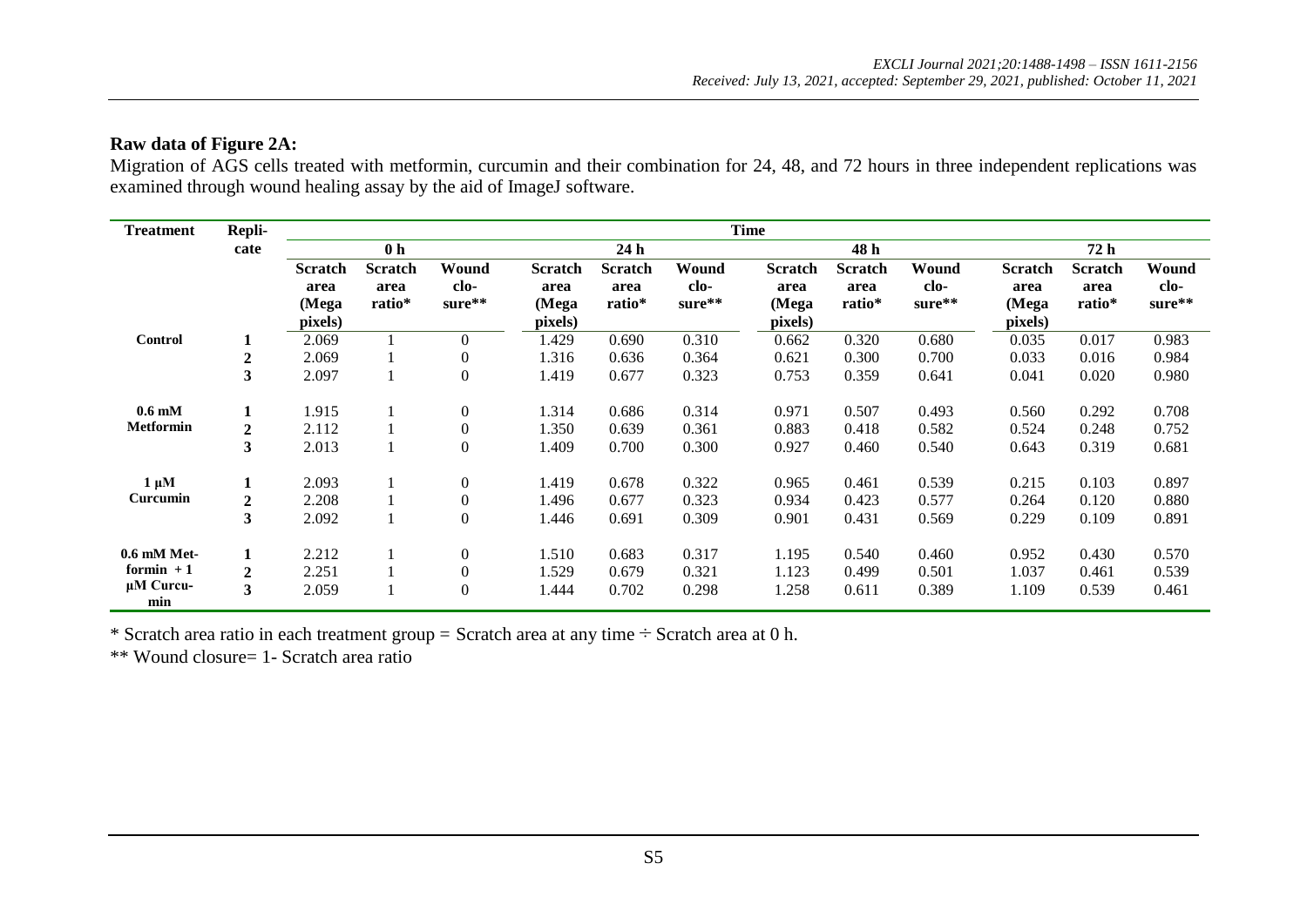**Raw data of Figure 2A:**

Migration of AGS cells treated with metformin, curcumin and their combination for 24, 48, and 72 hours in three independent replications was examined through wound healing assay by the aid of ImageJ software.

| Treatment | Replicate | Time | | | | | | | | | | | |
|---|---|---|---|---|---|---|---|---|---|---|---|---|---|
| | | 0 h | | | 24 h | | | 48 h | | | 72 h | | |
| | | Scratch area (Mega pixels) | Scratch area ratio* | Wound closure** | Scratch area (Mega pixels) | Scratch area ratio* | Wound closure** | Scratch area (Mega pixels) | Scratch area ratio* | Wound closure** | Scratch area (Mega pixels) | Scratch area ratio* | Wound closure** |
| **Control** | **1** | 2.069 | 1 | 0 | 1.429 | 0.690 | 0.310 | 0.662 | 0.320 | 0.680 | 0.035 | 0.017 | 0.983 |
| | **2** | 2.069 | 1 | 0 | 1.316 | 0.636 | 0.364 | 0.621 | 0.300 | 0.700 | 0.033 | 0.016 | 0.984 |
| | **3** | 2.097 | 1 | 0 | 1.419 | 0.677 | 0.323 | 0.753 | 0.359 | 0.641 | 0.041 | 0.020 | 0.980 |
| **0.6 mM Metformin** | **1** | 1.915 | 1 | 0 | 1.314 | 0.686 | 0.314 | 0.971 | 0.507 | 0.493 | 0.560 | 0.292 | 0.708 |
| | **2** | 2.112 | 1 | 0 | 1.350 | 0.639 | 0.361 | 0.883 | 0.418 | 0.582 | 0.524 | 0.248 | 0.752 |
| | **3** | 2.013 | 1 | 0 | 1.409 | 0.700 | 0.300 | 0.927 | 0.460 | 0.540 | 0.643 | 0.319 | 0.681 |
| **1 µM Curcumin** | **1** | 2.093 | 1 | 0 | 1.419 | 0.678 | 0.322 | 0.965 | 0.461 | 0.539 | 0.215 | 0.103 | 0.897 |
| | **2** | 2.208 | 1 | 0 | 1.496 | 0.677 | 0.323 | 0.934 | 0.423 | 0.577 | 0.264 | 0.120 | 0.880 |
| | **3** | 2.092 | 1 | 0 | 1.446 | 0.691 | 0.309 | 0.901 | 0.431 | 0.569 | 0.229 | 0.109 | 0.891 |
| **0.6 mM Metformin + 1 µM Curcumin** | **1** | 2.212 | 1 | 0 | 1.510 | 0.683 | 0.317 | 1.195 | 0.540 | 0.460 | 0.952 | 0.430 | 0.570 |
| | **2** | 2.251 | 1 | 0 | 1.529 | 0.679 | 0.321 | 1.123 | 0.499 | 0.501 | 1.037 | 0.461 | 0.539 |
| | **3** | 2.059 | 1 | 0 | 1.444 | 0.702 | 0.298 | 1.258 | 0.611 | 0.389 | 1.109 | 0.539 | 0.461 |

* Scratch area ratio in each treatment group = Scratch area at any time ÷ Scratch area at 0 h.

** Wound closure= 1- Scratch area ratio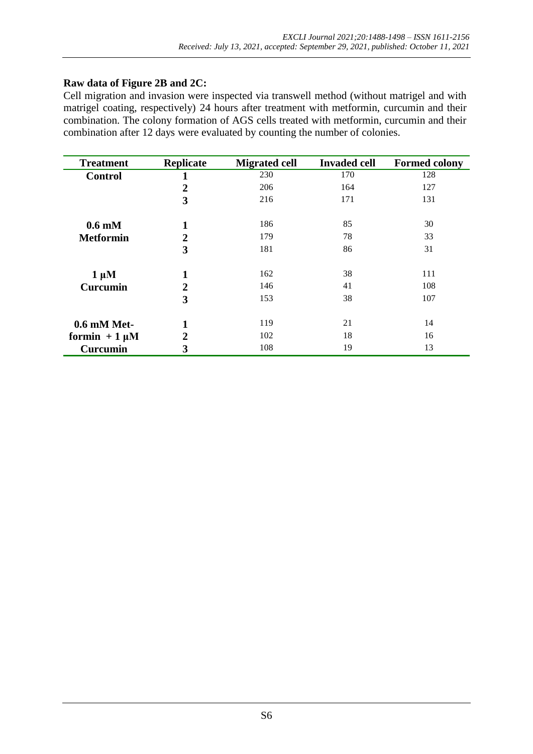**Raw data of Figure 2B and 2C:**

Cell migration and invasion were inspected via transwell method (without matrigel and with matrigel coating, respectively) 24 hours after treatment with metformin, curcumin and their combination. The colony formation of AGS cells treated with metformin, curcumin and their combination after 12 days were evaluated by counting the number of colonies.

| Treatment | Replicate | Migrated cell | Invaded cell | Formed colony |
|---|---|---|---|---|
| **Control** | **1** | 230 | 170 | 128 |
| | **2** | 206 | 164 | 127 |
| | **3** | 216 | 171 | 131 |
| **0.6 mM Metformin** | **1** | 186 | 85 | 30 |
| | **2** | 179 | 78 | 33 |
| | **3** | 181 | 86 | 31 |
| **1 µM Curcumin** | **1** | 162 | 38 | 111 |
| | **2** | 146 | 41 | 108 |
| | **3** | 153 | 38 | 107 |
| **0.6 mM Metformin + 1 µM Curcumin** | **1** | 119 | 21 | 14 |
| | **2** | 102 | 18 | 16 |
| | **3** | 108 | 19 | 13 |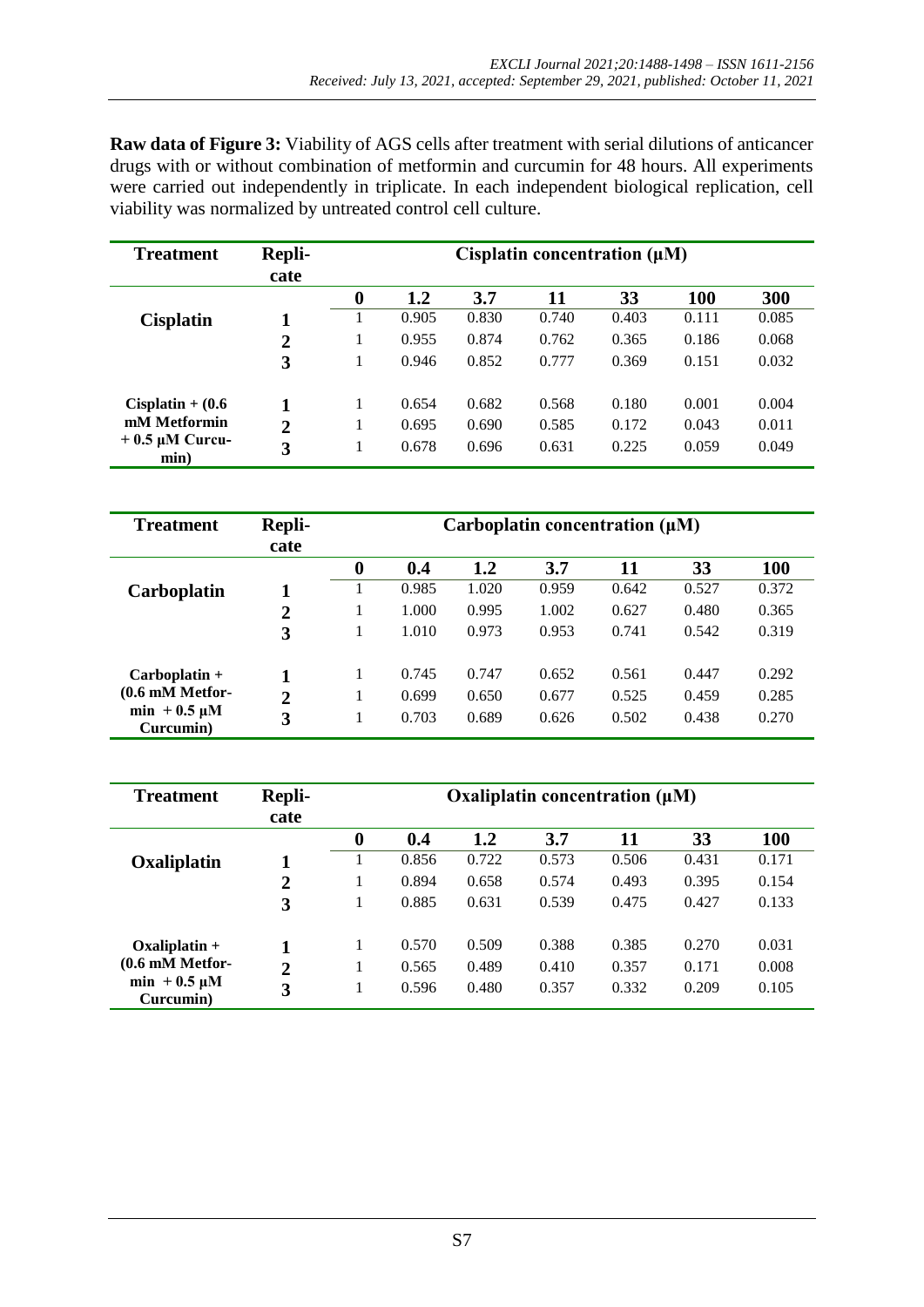**Raw data of Figure 3:** Viability of AGS cells after treatment with serial dilutions of anticancer drugs with or without combination of metformin and curcumin for 48 hours. All experiments were carried out independently in triplicate. In each independent biological replication, cell viability was normalized by untreated control cell culture.

| Treatment | Replicate | Cisplatin concentration (µM) | | | | | | |
|---|---|---|---|---|---|---|---|---|
| | | **0** | **1.2** | **3.7** | **11** | **33** | **100** | **300** |
| **Cisplatin** | **1** | 1 | 0.905 | 0.830 | 0.740 | 0.403 | 0.111 | 0.085 |
| | **2** | 1 | 0.955 | 0.874 | 0.762 | 0.365 | 0.186 | 0.068 |
| | **3** | 1 | 0.946 | 0.852 | 0.777 | 0.369 | 0.151 | 0.032 |
| **Cisplatin + (0.6 mM Metformin + 0.5 µM Curcumin)** | **1** | 1 | 0.654 | 0.682 | 0.568 | 0.180 | 0.001 | 0.004 |
| | **2** | 1 | 0.695 | 0.690 | 0.585 | 0.172 | 0.043 | 0.011 |
| | **3** | 1 | 0.678 | 0.696 | 0.631 | 0.225 | 0.059 | 0.049 |

| Treatment | Replicate | Carboplatin concentration (µM) | | | | | | |
|---|---|---|---|---|---|---|---|---|
| | | **0** | **0.4** | **1.2** | **3.7** | **11** | **33** | **100** |
| **Carboplatin** | **1** | 1 | 0.985 | 1.020 | 0.959 | 0.642 | 0.527 | 0.372 |
| | **2** | 1 | 1.000 | 0.995 | 1.002 | 0.627 | 0.480 | 0.365 |
| | **3** | 1 | 1.010 | 0.973 | 0.953 | 0.741 | 0.542 | 0.319 |
| **Carboplatin + (0.6 mM Metformin + 0.5 µM Curcumin)** | **1** | 1 | 0.745 | 0.747 | 0.652 | 0.561 | 0.447 | 0.292 |
| | **2** | 1 | 0.699 | 0.650 | 0.677 | 0.525 | 0.459 | 0.285 |
| | **3** | 1 | 0.703 | 0.689 | 0.626 | 0.502 | 0.438 | 0.270 |

| Treatment | Replicate | Oxaliplatin concentration (µM) | | | | | | |
|---|---|---|---|---|---|---|---|---|
| | | **0** | **0.4** | **1.2** | **3.7** | **11** | **33** | **100** |
| **Oxaliplatin** | **1** | 1 | 0.856 | 0.722 | 0.573 | 0.506 | 0.431 | 0.171 |
| | **2** | 1 | 0.894 | 0.658 | 0.574 | 0.493 | 0.395 | 0.154 |
| | **3** | 1 | 0.885 | 0.631 | 0.539 | 0.475 | 0.427 | 0.133 |
| **Oxaliplatin + (0.6 mM Metformin + 0.5 µM Curcumin)** | **1** | 1 | 0.570 | 0.509 | 0.388 | 0.385 | 0.270 | 0.031 |
| | **2** | 1 | 0.565 | 0.489 | 0.410 | 0.357 | 0.171 | 0.008 |
| | **3** | 1 | 0.596 | 0.480 | 0.357 | 0.332 | 0.209 | 0.105 |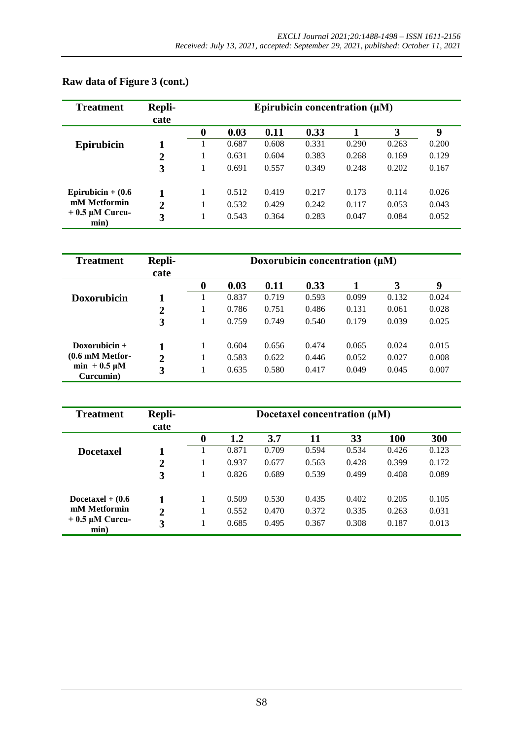## Raw data of Figure 3 (cont.)

| Treatment | Replicate | Epirubicin concentration (µM) | | | | | | |
|---|---|---|---|---|---|---|---|---|
| | | **0** | **0.03** | **0.11** | **0.33** | **1** | **3** | **9** |
| **Epirubicin** | **1** | 1 | 0.687 | 0.608 | 0.331 | 0.290 | 0.263 | 0.200 |
| | **2** | 1 | 0.631 | 0.604 | 0.383 | 0.268 | 0.169 | 0.129 |
| | **3** | 1 | 0.691 | 0.557 | 0.349 | 0.248 | 0.202 | 0.167 |
| **Epirubicin + (0.6 mM Metformin + 0.5 µM Curcumin)** | **1** | 1 | 0.512 | 0.419 | 0.217 | 0.173 | 0.114 | 0.026 |
| | **2** | 1 | 0.532 | 0.429 | 0.242 | 0.117 | 0.053 | 0.043 |
| | **3** | 1 | 0.543 | 0.364 | 0.283 | 0.047 | 0.084 | 0.052 |

| Treatment | Replicate | Doxorubicin concentration (µM) | | | | | | |
|---|---|---|---|---|---|---|---|---|
| | | **0** | **0.03** | **0.11** | **0.33** | **1** | **3** | **9** |
| **Doxorubicin** | **1** | 1 | 0.837 | 0.719 | 0.593 | 0.099 | 0.132 | 0.024 |
| | **2** | 1 | 0.786 | 0.751 | 0.486 | 0.131 | 0.061 | 0.028 |
| | **3** | 1 | 0.759 | 0.749 | 0.540 | 0.179 | 0.039 | 0.025 |
| **Doxorubicin + (0.6 mM Metformin + 0.5 µM Curcumin)** | **1** | 1 | 0.604 | 0.656 | 0.474 | 0.065 | 0.024 | 0.015 |
| | **2** | 1 | 0.583 | 0.622 | 0.446 | 0.052 | 0.027 | 0.008 |
| | **3** | 1 | 0.635 | 0.580 | 0.417 | 0.049 | 0.045 | 0.007 |

| Treatment | Replicate | Docetaxel concentration (µM) | | | | | | |
|---|---|---|---|---|---|---|---|---|
| | | **0** | **1.2** | **3.7** | **11** | **33** | **100** | **300** |
| **Docetaxel** | **1** | 1 | 0.871 | 0.709 | 0.594 | 0.534 | 0.426 | 0.123 |
| | **2** | 1 | 0.937 | 0.677 | 0.563 | 0.428 | 0.399 | 0.172 |
| | **3** | 1 | 0.826 | 0.689 | 0.539 | 0.499 | 0.408 | 0.089 |
| **Docetaxel + (0.6 mM Metformin + 0.5 µM Curcumin)** | **1** | 1 | 0.509 | 0.530 | 0.435 | 0.402 | 0.205 | 0.105 |
| | **2** | 1 | 0.552 | 0.470 | 0.372 | 0.335 | 0.263 | 0.031 |
| | **3** | 1 | 0.685 | 0.495 | 0.367 | 0.308 | 0.187 | 0.013 |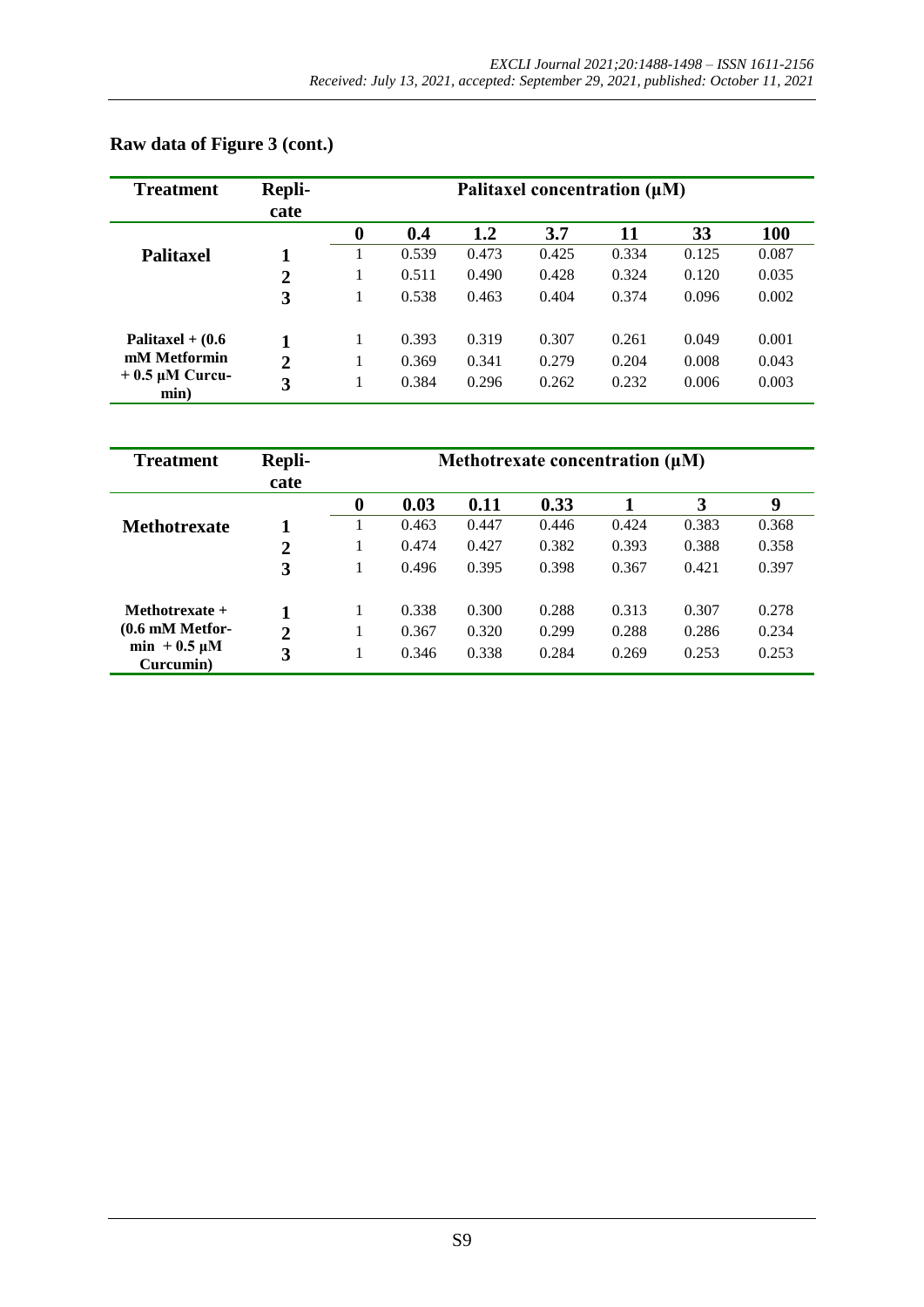## Raw data of Figure 3 (cont.)

| Treatment | Replicate | Palitaxel concentration (µM) | | | | | | |
|---|---|---|---|---|---|---|---|---|
| | | **0** | **0.4** | **1.2** | **3.7** | **11** | **33** | **100** |
| **Palitaxel** | **1** | 1 | 0.539 | 0.473 | 0.425 | 0.334 | 0.125 | 0.087 |
| | **2** | 1 | 0.511 | 0.490 | 0.428 | 0.324 | 0.120 | 0.035 |
| | **3** | 1 | 0.538 | 0.463 | 0.404 | 0.374 | 0.096 | 0.002 |
| **Palitaxel + (0.6 mM Metformin + 0.5 µM Curcumin)** | **1** | 1 | 0.393 | 0.319 | 0.307 | 0.261 | 0.049 | 0.001 |
| | **2** | 1 | 0.369 | 0.341 | 0.279 | 0.204 | 0.008 | 0.043 |
| | **3** | 1 | 0.384 | 0.296 | 0.262 | 0.232 | 0.006 | 0.003 |

| Treatment | Replicate | Methotrexate concentration (µM) | | | | | | |
|---|---|---|---|---|---|---|---|---|
| | | **0** | **0.03** | **0.11** | **0.33** | **1** | **3** | **9** |
| **Methotrexate** | **1** | 1 | 0.463 | 0.447 | 0.446 | 0.424 | 0.383 | 0.368 |
| | **2** | 1 | 0.474 | 0.427 | 0.382 | 0.393 | 0.388 | 0.358 |
| | **3** | 1 | 0.496 | 0.395 | 0.398 | 0.367 | 0.421 | 0.397 |
| **Methotrexate + (0.6 mM Metformin + 0.5 µM Curcumin)** | **1** | 1 | 0.338 | 0.300 | 0.288 | 0.313 | 0.307 | 0.278 |
| | **2** | 1 | 0.367 | 0.320 | 0.299 | 0.288 | 0.286 | 0.234 |
| | **3** | 1 | 0.346 | 0.338 | 0.284 | 0.269 | 0.253 | 0.253 |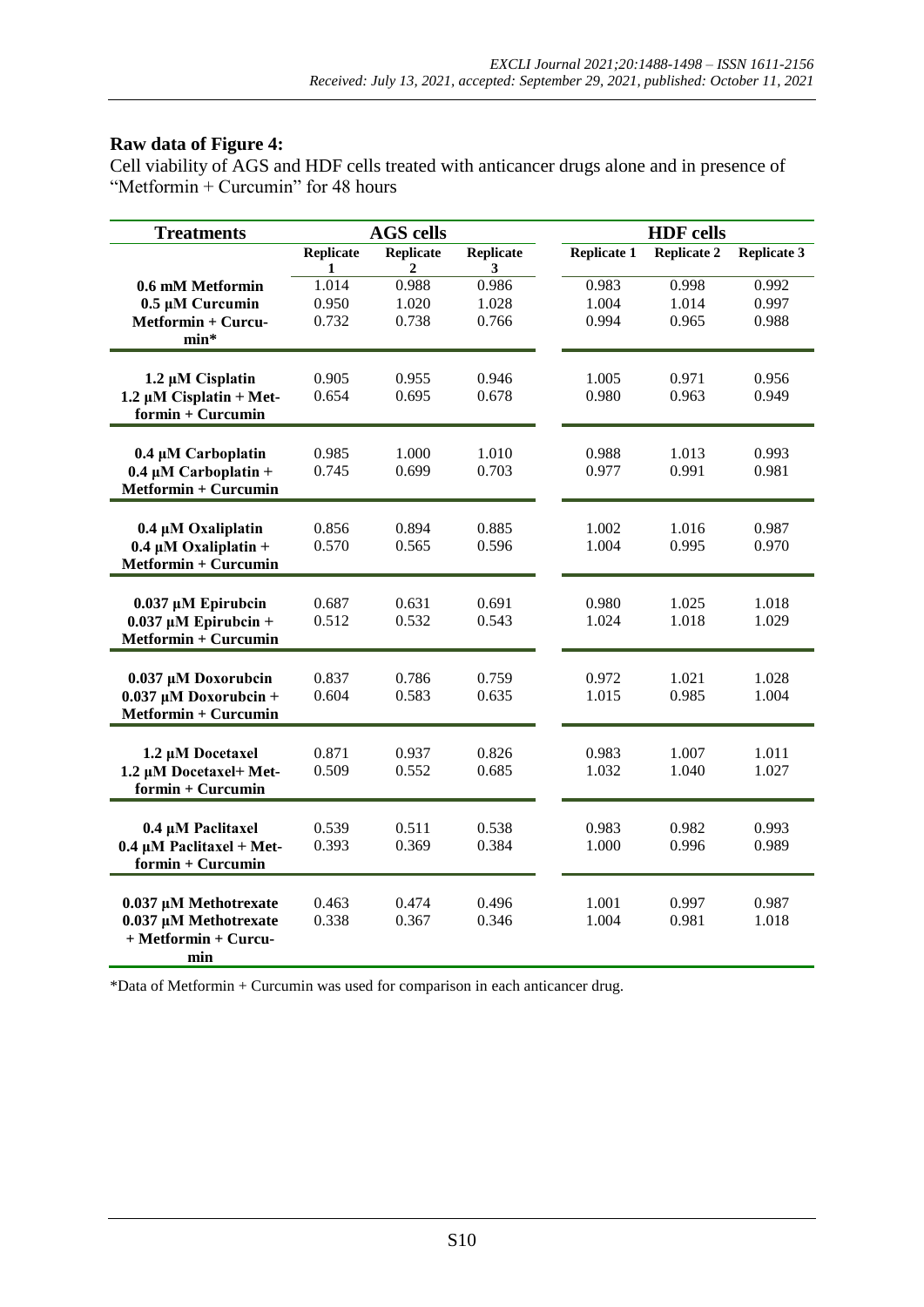## Raw data of Figure 4:

Cell viability of AGS and HDF cells treated with anticancer drugs alone and in presence of "Metformin + Curcumin" for 48 hours

| Treatments | AGS cells | | | HDF cells | | |
|---|---|---|---|---|---|---|
| | Replicate 1 | Replicate 2 | Replicate 3 | Replicate 1 | Replicate 2 | Replicate 3 |
| 0.6 mM Metformin | 1.014 | 0.988 | 0.986 | 0.983 | 0.998 | 0.992 |
| 0.5 µM Curcumin | 0.950 | 1.020 | 1.028 | 1.004 | 1.014 | 0.997 |
| Metformin + Curcumin* | 0.732 | 0.738 | 0.766 | 0.994 | 0.965 | 0.988 |
| 1.2 µM Cisplatin | 0.905 | 0.955 | 0.946 | 1.005 | 0.971 | 0.956 |
| 1.2 µM Cisplatin + Metformin + Curcumin | 0.654 | 0.695 | 0.678 | 0.980 | 0.963 | 0.949 |
| 0.4 µM Carboplatin | 0.985 | 1.000 | 1.010 | 0.988 | 1.013 | 0.993 |
| 0.4 µM Carboplatin + Metformin + Curcumin | 0.745 | 0.699 | 0.703 | 0.977 | 0.991 | 0.981 |
| 0.4 µM Oxaliplatin | 0.856 | 0.894 | 0.885 | 1.002 | 1.016 | 0.987 |
| 0.4 µM Oxaliplatin + Metformin + Curcumin | 0.570 | 0.565 | 0.596 | 1.004 | 0.995 | 0.970 |
| 0.037 µM Epirubcin | 0.687 | 0.631 | 0.691 | 0.980 | 1.025 | 1.018 |
| 0.037 µM Epirubcin + Metformin + Curcumin | 0.512 | 0.532 | 0.543 | 1.024 | 1.018 | 1.029 |
| 0.037 µM Doxorubcin | 0.837 | 0.786 | 0.759 | 0.972 | 1.021 | 1.028 |
| 0.037 µM Doxorubcin + Metformin + Curcumin | 0.604 | 0.583 | 0.635 | 1.015 | 0.985 | 1.004 |
| 1.2 µM Docetaxel | 0.871 | 0.937 | 0.826 | 0.983 | 1.007 | 1.011 |
| 1.2 µM Docetaxel+ Metformin + Curcumin | 0.509 | 0.552 | 0.685 | 1.032 | 1.040 | 1.027 |
| 0.4 µM Paclitaxel | 0.539 | 0.511 | 0.538 | 0.983 | 0.982 | 0.993 |
| 0.4 µM Paclitaxel + Metformin + Curcumin | 0.393 | 0.369 | 0.384 | 1.000 | 0.996 | 0.989 |
| 0.037 µM Methotrexate | 0.463 | 0.474 | 0.496 | 1.001 | 0.997 | 0.987 |
| 0.037 µM Methotrexate + Metformin + Curcumin | 0.338 | 0.367 | 0.346 | 1.004 | 0.981 | 1.018 |

*Data of Metformin + Curcumin was used for comparison in each anticancer drug.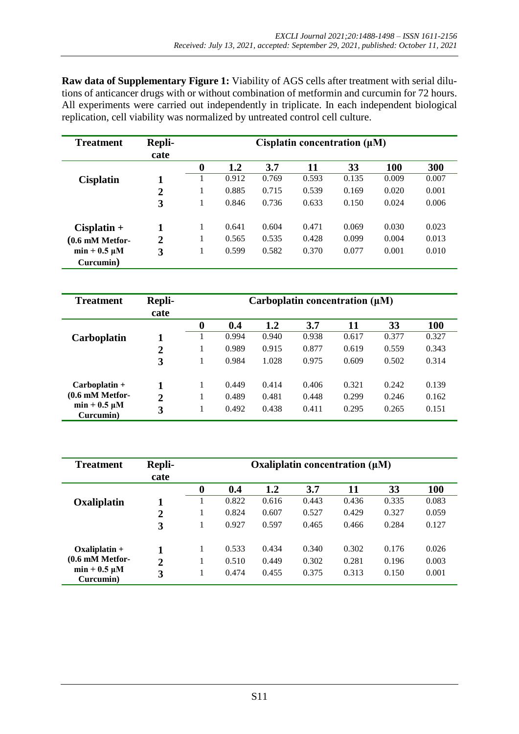**Raw data of Supplementary Figure 1:** Viability of AGS cells after treatment with serial dilutions of anticancer drugs with or without combination of metformin and curcumin for 72 hours. All experiments were carried out independently in triplicate. In each independent biological replication, cell viability was normalized by untreated control cell culture.

| Treatment | Replicate | Cisplatin concentration (µM) | | | | | | |
|---|---|---|---|---|---|---|---|---|
| | | **0** | **1.2** | **3.7** | **11** | **33** | **100** | **300** |
| **Cisplatin** | **1** | 1 | 0.912 | 0.769 | 0.593 | 0.135 | 0.009 | 0.007 |
| | **2** | 1 | 0.885 | 0.715 | 0.539 | 0.169 | 0.020 | 0.001 |
| | **3** | 1 | 0.846 | 0.736 | 0.633 | 0.150 | 0.024 | 0.006 |
| **Cisplatin + (0.6 mM Metformin + 0.5 µM Curcumin)** | **1** | 1 | 0.641 | 0.604 | 0.471 | 0.069 | 0.030 | 0.023 |
| | **2** | 1 | 0.565 | 0.535 | 0.428 | 0.099 | 0.004 | 0.013 |
| | **3** | 1 | 0.599 | 0.582 | 0.370 | 0.077 | 0.001 | 0.010 |

| Treatment | Replicate | Carboplatin concentration (µM) | | | | | | |
|---|---|---|---|---|---|---|---|---|
| | | **0** | **0.4** | **1.2** | **3.7** | **11** | **33** | **100** |
| **Carboplatin** | **1** | 1 | 0.994 | 0.940 | 0.938 | 0.617 | 0.377 | 0.327 |
| | **2** | 1 | 0.989 | 0.915 | 0.877 | 0.619 | 0.559 | 0.343 |
| | **3** | 1 | 0.984 | 1.028 | 0.975 | 0.609 | 0.502 | 0.314 |
| **Carboplatin + (0.6 mM Metformin + 0.5 µM Curcumin)** | **1** | 1 | 0.449 | 0.414 | 0.406 | 0.321 | 0.242 | 0.139 |
| | **2** | 1 | 0.489 | 0.481 | 0.448 | 0.299 | 0.246 | 0.162 |
| | **3** | 1 | 0.492 | 0.438 | 0.411 | 0.295 | 0.265 | 0.151 |

| Treatment | Replicate | Oxaliplatin concentration (µM) | | | | | | |
|---|---|---|---|---|---|---|---|---|
| | | **0** | **0.4** | **1.2** | **3.7** | **11** | **33** | **100** |
| **Oxaliplatin** | **1** | 1 | 0.822 | 0.616 | 0.443 | 0.436 | 0.335 | 0.083 |
| | **2** | 1 | 0.824 | 0.607 | 0.527 | 0.429 | 0.327 | 0.059 |
| | **3** | 1 | 0.927 | 0.597 | 0.465 | 0.466 | 0.284 | 0.127 |
| **Oxaliplatin + (0.6 mM Metformin + 0.5 µM Curcumin)** | **1** | 1 | 0.533 | 0.434 | 0.340 | 0.302 | 0.176 | 0.026 |
| | **2** | 1 | 0.510 | 0.449 | 0.302 | 0.281 | 0.196 | 0.003 |
| | **3** | 1 | 0.474 | 0.455 | 0.375 | 0.313 | 0.150 | 0.001 |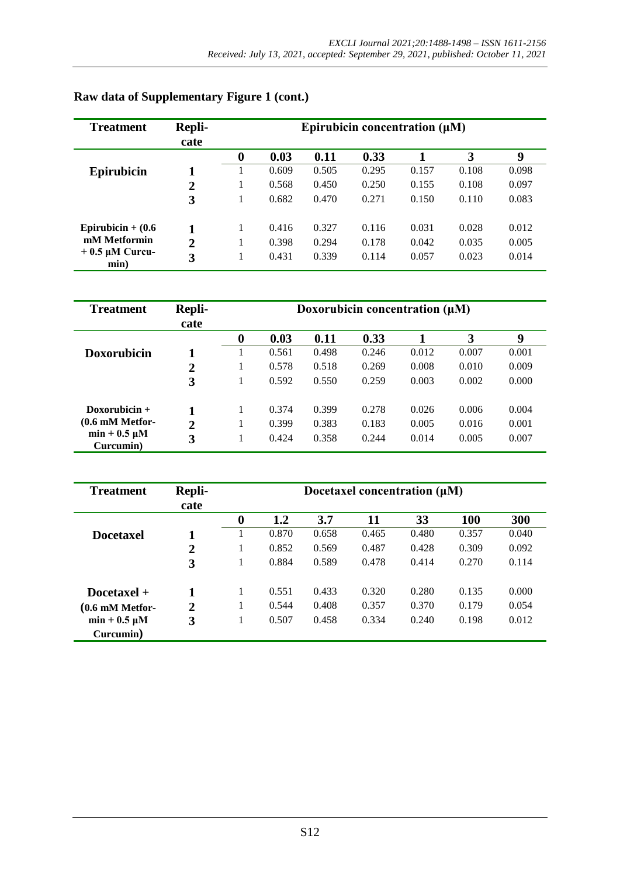## Raw data of Supplementary Figure 1 (cont.)

| Treatment | Replicate | Epirubicin concentration (µM) | | | | | | |
|---|---|---|---|---|---|---|---|---|
| | | **0** | **0.03** | **0.11** | **0.33** | **1** | **3** | **9** |
| **Epirubicin** | **1** | 1 | 0.609 | 0.505 | 0.295 | 0.157 | 0.108 | 0.098 |
| | **2** | 1 | 0.568 | 0.450 | 0.250 | 0.155 | 0.108 | 0.097 |
| | **3** | 1 | 0.682 | 0.470 | 0.271 | 0.150 | 0.110 | 0.083 |
| **Epirubicin + (0.6 mM Metformin + 0.5 µM Curcumin)** | **1** | 1 | 0.416 | 0.327 | 0.116 | 0.031 | 0.028 | 0.012 |
| | **2** | 1 | 0.398 | 0.294 | 0.178 | 0.042 | 0.035 | 0.005 |
| | **3** | 1 | 0.431 | 0.339 | 0.114 | 0.057 | 0.023 | 0.014 |

| Treatment | Replicate | Doxorubicin concentration (µM) | | | | | | |
|---|---|---|---|---|---|---|---|---|
| | | **0** | **0.03** | **0.11** | **0.33** | **1** | **3** | **9** |
| **Doxorubicin** | **1** | 1 | 0.561 | 0.498 | 0.246 | 0.012 | 0.007 | 0.001 |
| | **2** | 1 | 0.578 | 0.518 | 0.269 | 0.008 | 0.010 | 0.009 |
| | **3** | 1 | 0.592 | 0.550 | 0.259 | 0.003 | 0.002 | 0.000 |
| **Doxorubicin + (0.6 mM Metformin + 0.5 µM Curcumin)** | **1** | 1 | 0.374 | 0.399 | 0.278 | 0.026 | 0.006 | 0.004 |
| | **2** | 1 | 0.399 | 0.383 | 0.183 | 0.005 | 0.016 | 0.001 |
| | **3** | 1 | 0.424 | 0.358 | 0.244 | 0.014 | 0.005 | 0.007 |

| Treatment | Replicate | Docetaxel concentration (µM) | | | | | | |
|---|---|---|---|---|---|---|---|---|
| | | **0** | **1.2** | **3.7** | **11** | **33** | **100** | **300** |
| **Docetaxel** | **1** | 1 | 0.870 | 0.658 | 0.465 | 0.480 | 0.357 | 0.040 |
| | **2** | 1 | 0.852 | 0.569 | 0.487 | 0.428 | 0.309 | 0.092 |
| | **3** | 1 | 0.884 | 0.589 | 0.478 | 0.414 | 0.270 | 0.114 |
| **Docetaxel + (0.6 mM Metformin + 0.5 µM Curcumin)** | **1** | 1 | 0.551 | 0.433 | 0.320 | 0.280 | 0.135 | 0.000 |
| | **2** | 1 | 0.544 | 0.408 | 0.357 | 0.370 | 0.179 | 0.054 |
| | **3** | 1 | 0.507 | 0.458 | 0.334 | 0.240 | 0.198 | 0.012 |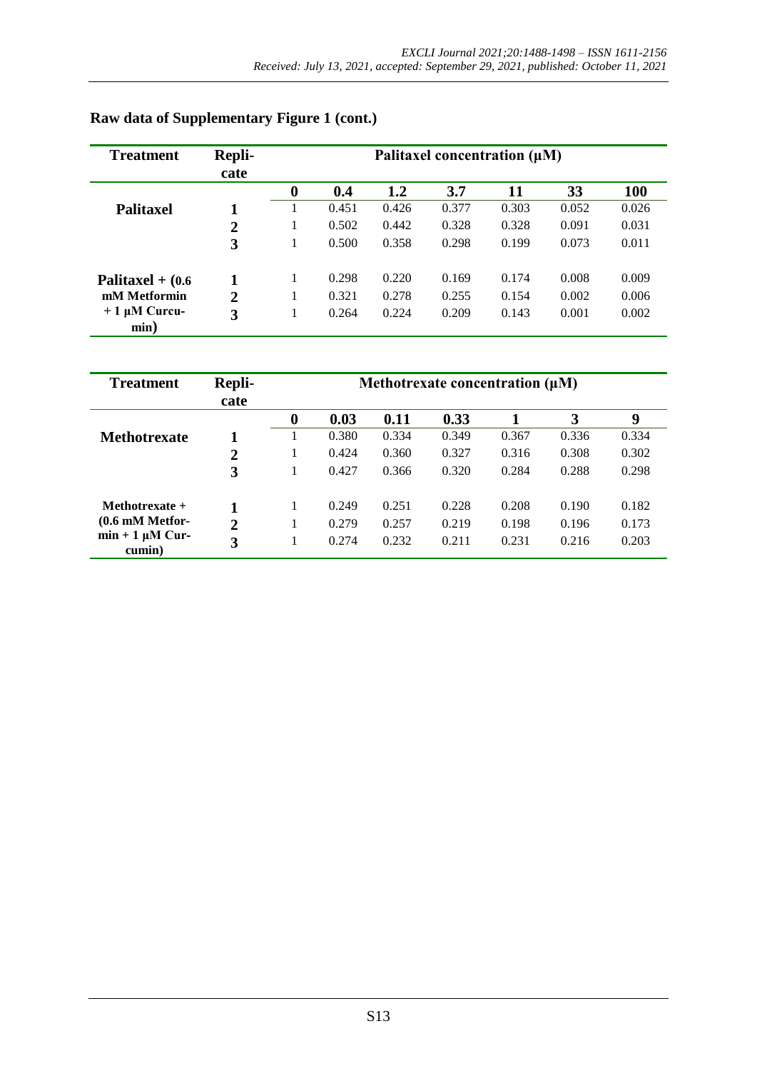## Raw data of Supplementary Figure 1 (cont.)

| Treatment | Replicate | Palitaxel concentration (µM) | | | | | | |
|---|---|---|---|---|---|---|---|---|
| | | **0** | **0.4** | **1.2** | **3.7** | **11** | **33** | **100** |
| **Palitaxel** | **1** | 1 | 0.451 | 0.426 | 0.377 | 0.303 | 0.052 | 0.026 |
| | **2** | 1 | 0.502 | 0.442 | 0.328 | 0.328 | 0.091 | 0.031 |
| | **3** | 1 | 0.500 | 0.358 | 0.298 | 0.199 | 0.073 | 0.011 |
| **Palitaxel + (0.6 mM Metformin + 1 µM Curcumin)** | **1** | 1 | 0.298 | 0.220 | 0.169 | 0.174 | 0.008 | 0.009 |
| | **2** | 1 | 0.321 | 0.278 | 0.255 | 0.154 | 0.002 | 0.006 |
| | **3** | 1 | 0.264 | 0.224 | 0.209 | 0.143 | 0.001 | 0.002 |

| Treatment | Replicate | Methotrexate concentration (µM) | | | | | | |
|---|---|---|---|---|---|---|---|---|
| | | **0** | **0.03** | **0.11** | **0.33** | **1** | **3** | **9** |
| **Methotrexate** | **1** | 1 | 0.380 | 0.334 | 0.349 | 0.367 | 0.336 | 0.334 |
| | **2** | 1 | 0.424 | 0.360 | 0.327 | 0.316 | 0.308 | 0.302 |
| | **3** | 1 | 0.427 | 0.366 | 0.320 | 0.284 | 0.288 | 0.298 |
| **Methotrexate + (0.6 mM Metformin + 1 µM Curcumin)** | **1** | 1 | 0.249 | 0.251 | 0.228 | 0.208 | 0.190 | 0.182 |
| | **2** | 1 | 0.279 | 0.257 | 0.219 | 0.198 | 0.196 | 0.173 |
| | **3** | 1 | 0.274 | 0.232 | 0.211 | 0.231 | 0.216 | 0.203 |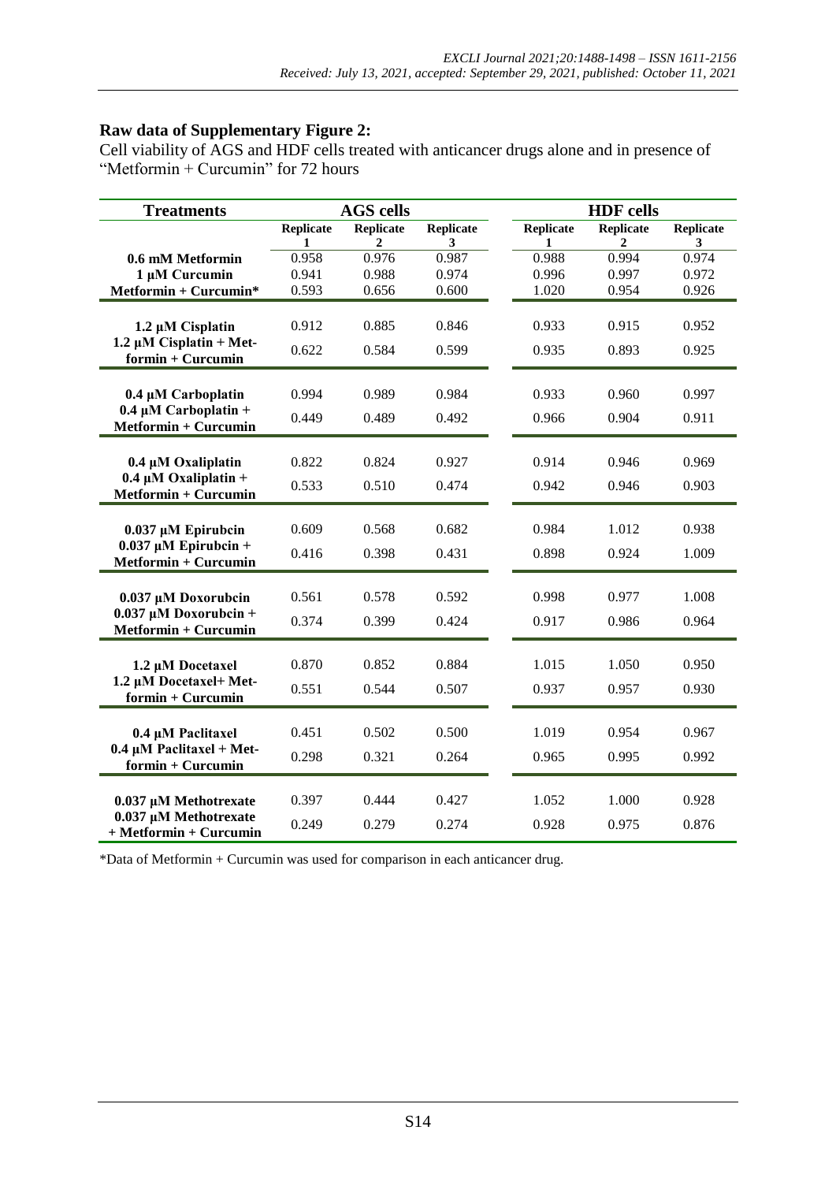**Raw data of Supplementary Figure 2:**

Cell viability of AGS and HDF cells treated with anticancer drugs alone and in presence of "Metformin + Curcumin" for 72 hours

| Treatments | AGS cells | | | HDF cells | | |
|---|---|---|---|---|---|---|
| | Replicate 1 | Replicate 2 | Replicate 3 | Replicate 1 | Replicate 2 | Replicate 3 |
| 0.6 mM Metformin | 0.958 | 0.976 | 0.987 | 0.988 | 0.994 | 0.974 |
| 1 µM Curcumin | 0.941 | 0.988 | 0.974 | 0.996 | 0.997 | 0.972 |
| Metformin + Curcumin* | 0.593 | 0.656 | 0.600 | 1.020 | 0.954 | 0.926 |
| 1.2 µM Cisplatin | 0.912 | 0.885 | 0.846 | 0.933 | 0.915 | 0.952 |
| 1.2 µM Cisplatin + Metformin + Curcumin | 0.622 | 0.584 | 0.599 | 0.935 | 0.893 | 0.925 |
| 0.4 µM Carboplatin | 0.994 | 0.989 | 0.984 | 0.933 | 0.960 | 0.997 |
| 0.4 µM Carboplatin + Metformin + Curcumin | 0.449 | 0.489 | 0.492 | 0.966 | 0.904 | 0.911 |
| 0.4 µM Oxaliplatin | 0.822 | 0.824 | 0.927 | 0.914 | 0.946 | 0.969 |
| 0.4 µM Oxaliplatin + Metformin + Curcumin | 0.533 | 0.510 | 0.474 | 0.942 | 0.946 | 0.903 |
| 0.037 µM Epirubcin | 0.609 | 0.568 | 0.682 | 0.984 | 1.012 | 0.938 |
| 0.037 µM Epirubcin + Metformin + Curcumin | 0.416 | 0.398 | 0.431 | 0.898 | 0.924 | 1.009 |
| 0.037 µM Doxorubcin | 0.561 | 0.578 | 0.592 | 0.998 | 0.977 | 1.008 |
| 0.037 µM Doxorubcin + Metformin + Curcumin | 0.374 | 0.399 | 0.424 | 0.917 | 0.986 | 0.964 |
| 1.2 µM Docetaxel | 0.870 | 0.852 | 0.884 | 1.015 | 1.050 | 0.950 |
| 1.2 µM Docetaxel+ Metformin + Curcumin | 0.551 | 0.544 | 0.507 | 0.937 | 0.957 | 0.930 |
| 0.4 µM Paclitaxel | 0.451 | 0.502 | 0.500 | 1.019 | 0.954 | 0.967 |
| 0.4 µM Paclitaxel + Metformin + Curcumin | 0.298 | 0.321 | 0.264 | 0.965 | 0.995 | 0.992 |
| 0.037 µM Methotrexate | 0.397 | 0.444 | 0.427 | 1.052 | 1.000 | 0.928 |
| 0.037 µM Methotrexate + Metformin + Curcumin | 0.249 | 0.279 | 0.274 | 0.928 | 0.975 | 0.876 |

*Data of Metformin + Curcumin was used for comparison in each anticancer drug.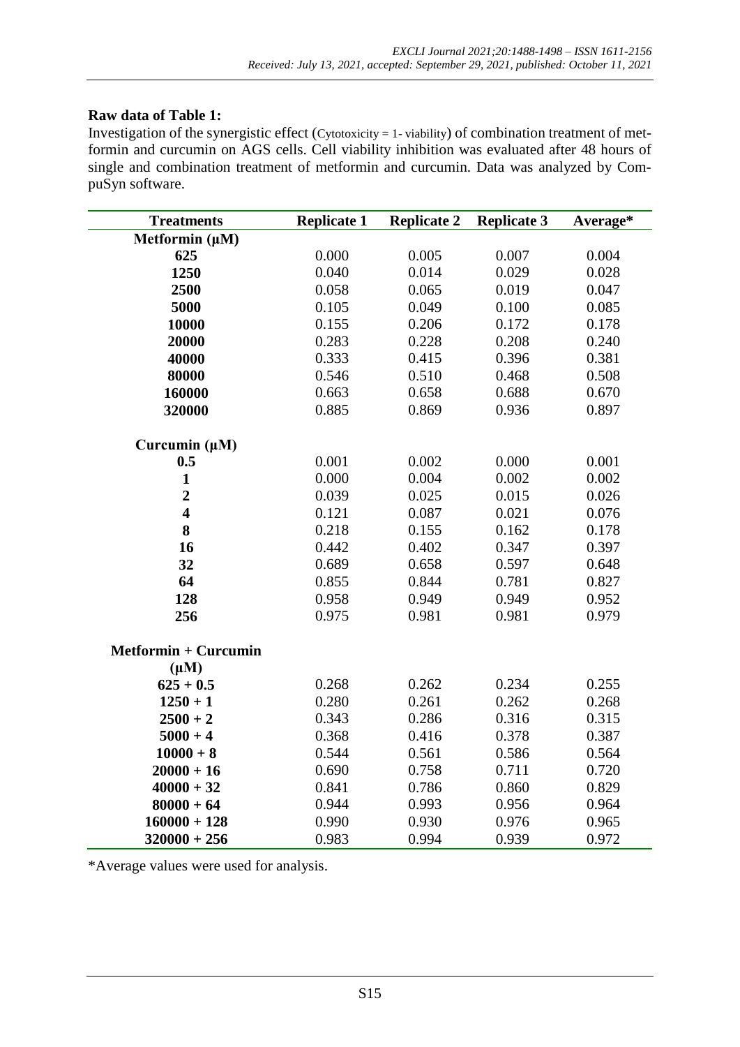**Raw data of Table 1:**

Investigation of the synergistic effect (Cytotoxicity = 1- viability) of combination treatment of metformin and curcumin on AGS cells. Cell viability inhibition was evaluated after 48 hours of single and combination treatment of metformin and curcumin. Data was analyzed by CompuSyn software.

| Treatments | Replicate 1 | Replicate 2 | Replicate 3 | Average* |
|---|---|---|---|---|
| **Metformin (µM)** | | | | |
| **625** | 0.000 | 0.005 | 0.007 | 0.004 |
| **1250** | 0.040 | 0.014 | 0.029 | 0.028 |
| **2500** | 0.058 | 0.065 | 0.019 | 0.047 |
| **5000** | 0.105 | 0.049 | 0.100 | 0.085 |
| **10000** | 0.155 | 0.206 | 0.172 | 0.178 |
| **20000** | 0.283 | 0.228 | 0.208 | 0.240 |
| **40000** | 0.333 | 0.415 | 0.396 | 0.381 |
| **80000** | 0.546 | 0.510 | 0.468 | 0.508 |
| **160000** | 0.663 | 0.658 | 0.688 | 0.670 |
| **320000** | 0.885 | 0.869 | 0.936 | 0.897 |
| **Curcumin (µM)** | | | | |
| **0.5** | 0.001 | 0.002 | 0.000 | 0.001 |
| **1** | 0.000 | 0.004 | 0.002 | 0.002 |
| **2** | 0.039 | 0.025 | 0.015 | 0.026 |
| **4** | 0.121 | 0.087 | 0.021 | 0.076 |
| **8** | 0.218 | 0.155 | 0.162 | 0.178 |
| **16** | 0.442 | 0.402 | 0.347 | 0.397 |
| **32** | 0.689 | 0.658 | 0.597 | 0.648 |
| **64** | 0.855 | 0.844 | 0.781 | 0.827 |
| **128** | 0.958 | 0.949 | 0.949 | 0.952 |
| **256** | 0.975 | 0.981 | 0.981 | 0.979 |
| **Metformin + Curcumin (µM)** | | | | |
| **625 + 0.5** | 0.268 | 0.262 | 0.234 | 0.255 |
| **1250 + 1** | 0.280 | 0.261 | 0.262 | 0.268 |
| **2500 + 2** | 0.343 | 0.286 | 0.316 | 0.315 |
| **5000 + 4** | 0.368 | 0.416 | 0.378 | 0.387 |
| **10000 + 8** | 0.544 | 0.561 | 0.586 | 0.564 |
| **20000 + 16** | 0.690 | 0.758 | 0.711 | 0.720 |
| **40000 + 32** | 0.841 | 0.786 | 0.860 | 0.829 |
| **80000 + 64** | 0.944 | 0.993 | 0.956 | 0.964 |
| **160000 + 128** | 0.990 | 0.930 | 0.976 | 0.965 |
| **320000 + 256** | 0.983 | 0.994 | 0.939 | 0.972 |

*Average values were used for analysis.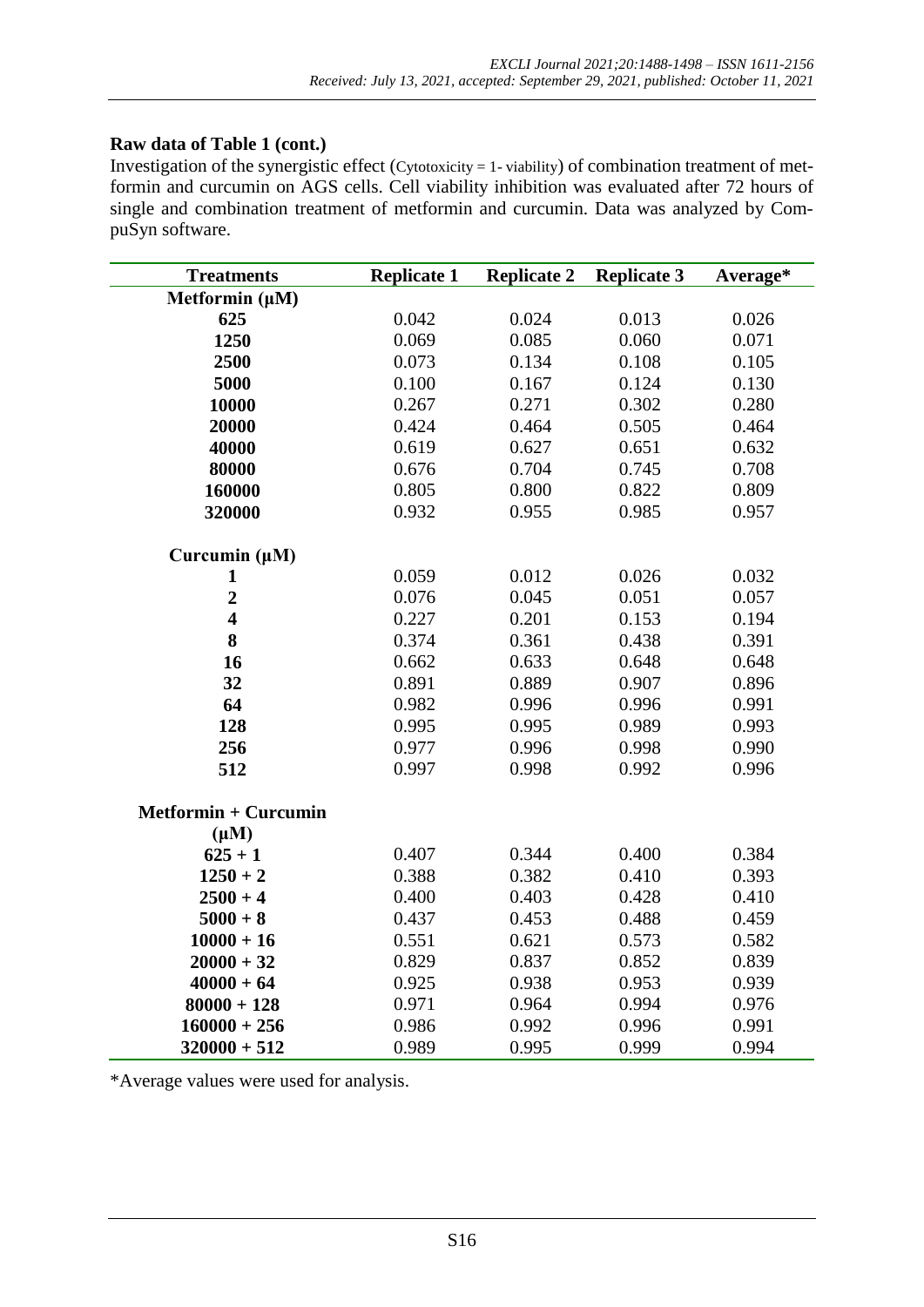**Raw data of Table 1 (cont.)**

Investigation of the synergistic effect (Cytotoxicity = 1- viability) of combination treatment of metformin and curcumin on AGS cells. Cell viability inhibition was evaluated after 72 hours of single and combination treatment of metformin and curcumin. Data was analyzed by CompuSyn software.

| Treatments | Replicate 1 | Replicate 2 | Replicate 3 | Average* |
|---|---|---|---|---|
| **Metformin (µM)** | | | | |
| **625** | 0.042 | 0.024 | 0.013 | 0.026 |
| **1250** | 0.069 | 0.085 | 0.060 | 0.071 |
| **2500** | 0.073 | 0.134 | 0.108 | 0.105 |
| **5000** | 0.100 | 0.167 | 0.124 | 0.130 |
| **10000** | 0.267 | 0.271 | 0.302 | 0.280 |
| **20000** | 0.424 | 0.464 | 0.505 | 0.464 |
| **40000** | 0.619 | 0.627 | 0.651 | 0.632 |
| **80000** | 0.676 | 0.704 | 0.745 | 0.708 |
| **160000** | 0.805 | 0.800 | 0.822 | 0.809 |
| **320000** | 0.932 | 0.955 | 0.985 | 0.957 |
| **Curcumin (µM)** | | | | |
| **1** | 0.059 | 0.012 | 0.026 | 0.032 |
| **2** | 0.076 | 0.045 | 0.051 | 0.057 |
| **4** | 0.227 | 0.201 | 0.153 | 0.194 |
| **8** | 0.374 | 0.361 | 0.438 | 0.391 |
| **16** | 0.662 | 0.633 | 0.648 | 0.648 |
| **32** | 0.891 | 0.889 | 0.907 | 0.896 |
| **64** | 0.982 | 0.996 | 0.996 | 0.991 |
| **128** | 0.995 | 0.995 | 0.989 | 0.993 |
| **256** | 0.977 | 0.996 | 0.998 | 0.990 |
| **512** | 0.997 | 0.998 | 0.992 | 0.996 |
| **Metformin + Curcumin (µM)** | | | | |
| **625 + 1** | 0.407 | 0.344 | 0.400 | 0.384 |
| **1250 + 2** | 0.388 | 0.382 | 0.410 | 0.393 |
| **2500 + 4** | 0.400 | 0.403 | 0.428 | 0.410 |
| **5000 + 8** | 0.437 | 0.453 | 0.488 | 0.459 |
| **10000 + 16** | 0.551 | 0.621 | 0.573 | 0.582 |
| **20000 + 32** | 0.829 | 0.837 | 0.852 | 0.839 |
| **40000 + 64** | 0.925 | 0.938 | 0.953 | 0.939 |
| **80000 + 128** | 0.971 | 0.964 | 0.994 | 0.976 |
| **160000 + 256** | 0.986 | 0.992 | 0.996 | 0.991 |
| **320000 + 512** | 0.989 | 0.995 | 0.999 | 0.994 |

*Average values were used for analysis.